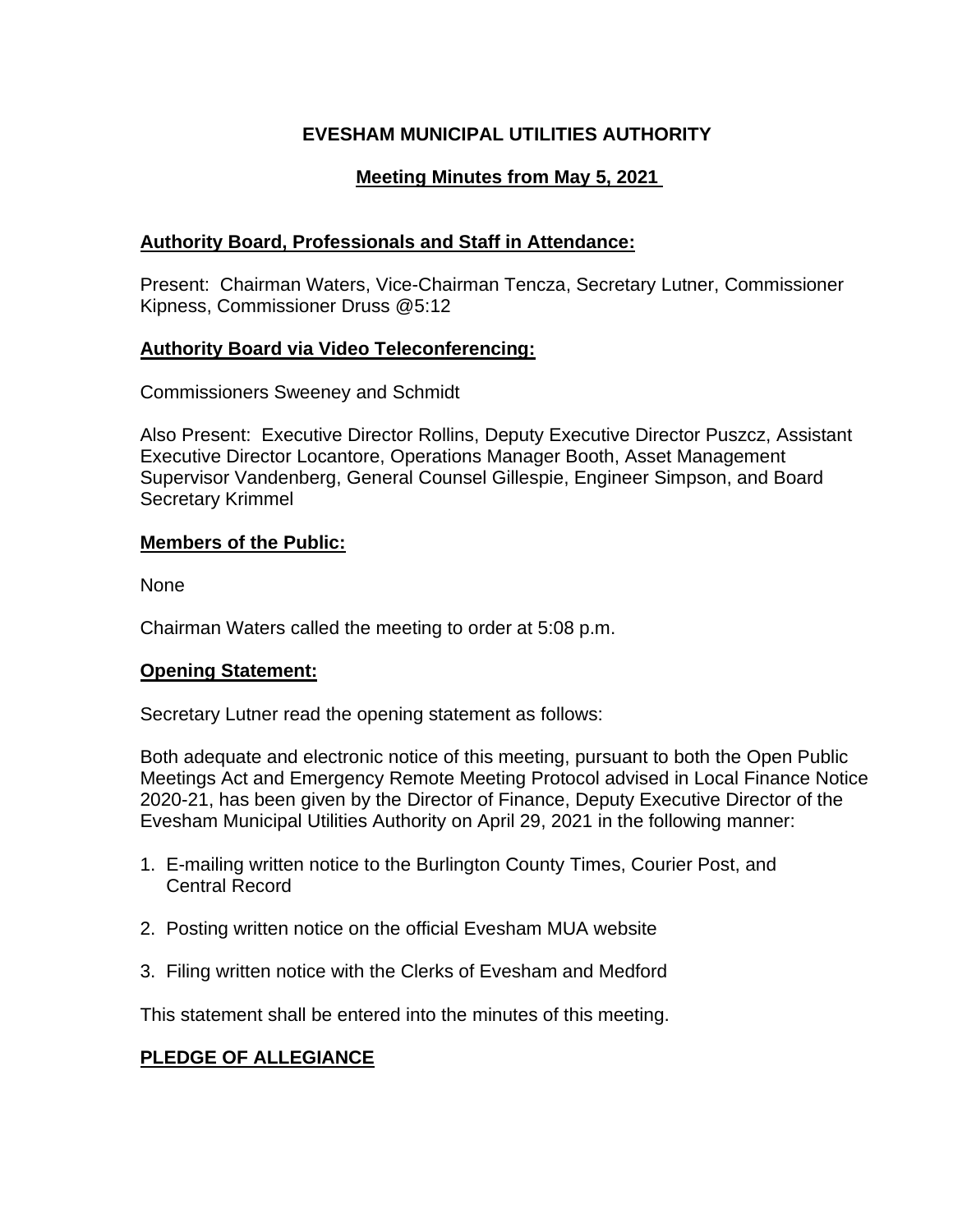# EVESHAM MUNICIPAL UTILITIES AUTHORITY

## Meeting Minutes from May 5, 2021

### Authority Board, Professionals and Staff in Attendance:

Present: Chairman Waters, Vice-Chairman Tencza, Secretary Lutner, Commissioner Kipness, Commissioner Druss @5:12

### Authority Board via Video Teleconferencing:

Commissioners Sweeney and Schmidt

Also Present: Executive Director Rollins, Deputy Executive Director Puszcz, Assistant Executive Director Locantore, Operations Manager Booth, Asset Management Supervisor Vandenberg, General Counsel Gillespie, Engineer Simpson, and Board Secretary Krimmel

### Members of the Public:

None

Chairman Waters called the meeting to order at 5:08 p.m.

### Opening Statement:

Secretary Lutner read the opening statement as follows:

Both adequate and electronic notice of this meeting, pursuant to both the Open Public Meetings Act and Emergency Remote Meeting Protocol advised in Local Finance Notice 2020-21, has been given by the Director of Finance, Deputy Executive Director of the Evesham Municipal Utilities Authority on April 29, 2021 in the following manner:

1. E-mailing written notice to the Burlington County Times, Courier Post, and Central Record
2. Posting written notice on the official Evesham MUA website
3. Filing written notice with the Clerks of Evesham and Medford

This statement shall be entered into the minutes of this meeting.

### PLEDGE OF ALLEGIANCE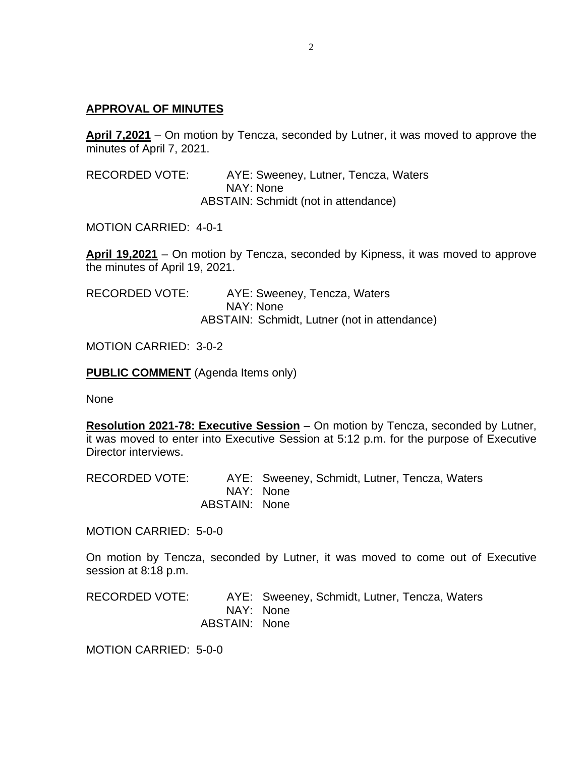**APPROVAL OF MINUTES**

**April 7,2021** – On motion by Tencza, seconded by Lutner, it was moved to approve the minutes of April 7, 2021.

RECORDED VOTE: AYE: Sweeney, Lutner, Tencza, Waters
NAY: None
ABSTAIN: Schmidt (not in attendance)

MOTION CARRIED: 4-0-1

**April 19,2021** – On motion by Tencza, seconded by Kipness, it was moved to approve the minutes of April 19, 2021.

RECORDED VOTE: AYE: Sweeney, Tencza, Waters
NAY: None
ABSTAIN: Schmidt, Lutner (not in attendance)

MOTION CARRIED: 3-0-2

**PUBLIC COMMENT** (Agenda Items only)

None

**Resolution 2021-78: Executive Session** – On motion by Tencza, seconded by Lutner, it was moved to enter into Executive Session at 5:12 p.m. for the purpose of Executive Director interviews.

RECORDED VOTE: AYE: Sweeney, Schmidt, Lutner, Tencza, Waters
NAY: None
ABSTAIN: None

MOTION CARRIED: 5-0-0

On motion by Tencza, seconded by Lutner, it was moved to come out of Executive session at 8:18 p.m.

RECORDED VOTE: AYE: Sweeney, Schmidt, Lutner, Tencza, Waters
NAY: None
ABSTAIN: None

MOTION CARRIED: 5-0-0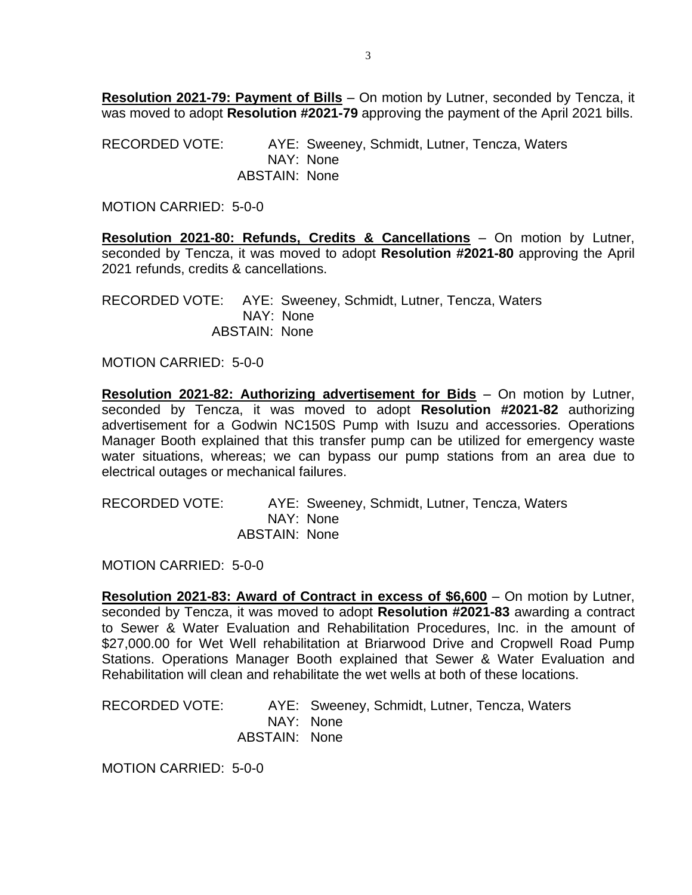**Resolution 2021-79: Payment of Bills** – On motion by Lutner, seconded by Tencza, it was moved to adopt **Resolution #2021-79** approving the payment of the April 2021 bills.

RECORDED VOTE: AYE: Sweeney, Schmidt, Lutner, Tencza, Waters
NAY: None
ABSTAIN: None

MOTION CARRIED: 5-0-0

**Resolution 2021-80: Refunds, Credits & Cancellations** – On motion by Lutner, seconded by Tencza, it was moved to adopt **Resolution #2021-80** approving the April 2021 refunds, credits & cancellations.

RECORDED VOTE: AYE: Sweeney, Schmidt, Lutner, Tencza, Waters
NAY: None
ABSTAIN: None

MOTION CARRIED: 5-0-0

**Resolution 2021-82: Authorizing advertisement for Bids** – On motion by Lutner, seconded by Tencza, it was moved to adopt **Resolution #2021-82** authorizing advertisement for a Godwin NC150S Pump with Isuzu and accessories. Operations Manager Booth explained that this transfer pump can be utilized for emergency waste water situations, whereas; we can bypass our pump stations from an area due to electrical outages or mechanical failures.

RECORDED VOTE: AYE: Sweeney, Schmidt, Lutner, Tencza, Waters
NAY: None
ABSTAIN: None

MOTION CARRIED: 5-0-0

**Resolution 2021-83: Award of Contract in excess of $6,600** – On motion by Lutner, seconded by Tencza, it was moved to adopt **Resolution #2021-83** awarding a contract to Sewer & Water Evaluation and Rehabilitation Procedures, Inc. in the amount of $27,000.00 for Wet Well rehabilitation at Briarwood Drive and Cropwell Road Pump Stations. Operations Manager Booth explained that Sewer & Water Evaluation and Rehabilitation will clean and rehabilitate the wet wells at both of these locations.

RECORDED VOTE: AYE: Sweeney, Schmidt, Lutner, Tencza, Waters
NAY: None
ABSTAIN: None

MOTION CARRIED: 5-0-0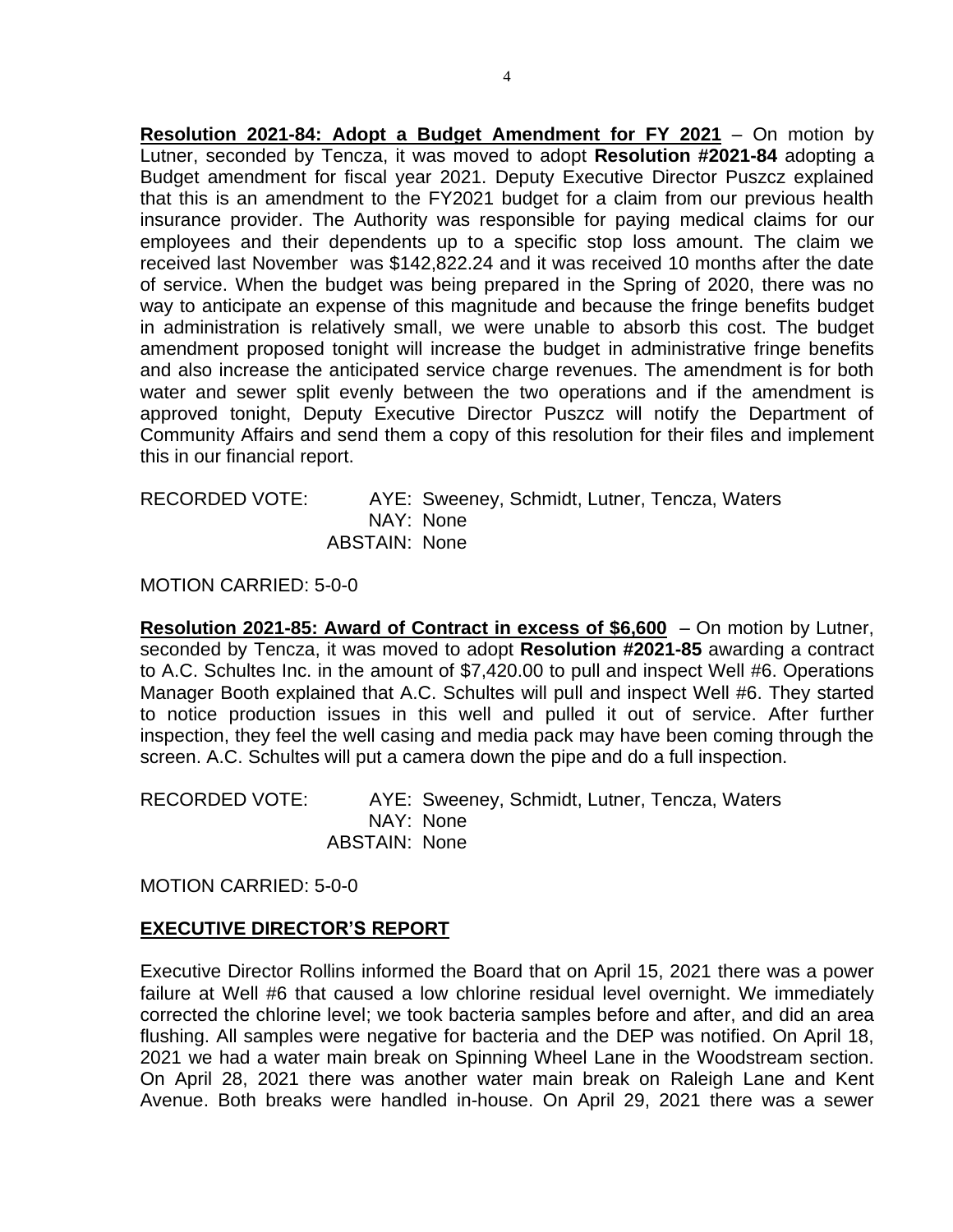**Resolution 2021-84: Adopt a Budget Amendment for FY 2021** – On motion by Lutner, seconded by Tencza, it was moved to adopt **Resolution #2021-84** adopting a Budget amendment for fiscal year 2021. Deputy Executive Director Puszcz explained that this is an amendment to the FY2021 budget for a claim from our previous health insurance provider. The Authority was responsible for paying medical claims for our employees and their dependents up to a specific stop loss amount. The claim we received last November was $142,822.24 and it was received 10 months after the date of service. When the budget was being prepared in the Spring of 2020, there was no way to anticipate an expense of this magnitude and because the fringe benefits budget in administration is relatively small, we were unable to absorb this cost. The budget amendment proposed tonight will increase the budget in administrative fringe benefits and also increase the anticipated service charge revenues. The amendment is for both water and sewer split evenly between the two operations and if the amendment is approved tonight, Deputy Executive Director Puszcz will notify the Department of Community Affairs and send them a copy of this resolution for their files and implement this in our financial report.

RECORDED VOTE: AYE: Sweeney, Schmidt, Lutner, Tencza, Waters
NAY: None
ABSTAIN: None

MOTION CARRIED: 5-0-0

**Resolution 2021-85: Award of Contract in excess of $6,600** – On motion by Lutner, seconded by Tencza, it was moved to adopt **Resolution #2021-85** awarding a contract to A.C. Schultes Inc. in the amount of $7,420.00 to pull and inspect Well #6. Operations Manager Booth explained that A.C. Schultes will pull and inspect Well #6. They started to notice production issues in this well and pulled it out of service. After further inspection, they feel the well casing and media pack may have been coming through the screen. A.C. Schultes will put a camera down the pipe and do a full inspection.

RECORDED VOTE: AYE: Sweeney, Schmidt, Lutner, Tencza, Waters
NAY: None
ABSTAIN: None

MOTION CARRIED: 5-0-0

## EXECUTIVE DIRECTOR'S REPORT

Executive Director Rollins informed the Board that on April 15, 2021 there was a power failure at Well #6 that caused a low chlorine residual level overnight. We immediately corrected the chlorine level; we took bacteria samples before and after, and did an area flushing. All samples were negative for bacteria and the DEP was notified. On April 18, 2021 we had a water main break on Spinning Wheel Lane in the Woodstream section. On April 28, 2021 there was another water main break on Raleigh Lane and Kent Avenue. Both breaks were handled in-house. On April 29, 2021 there was a sewer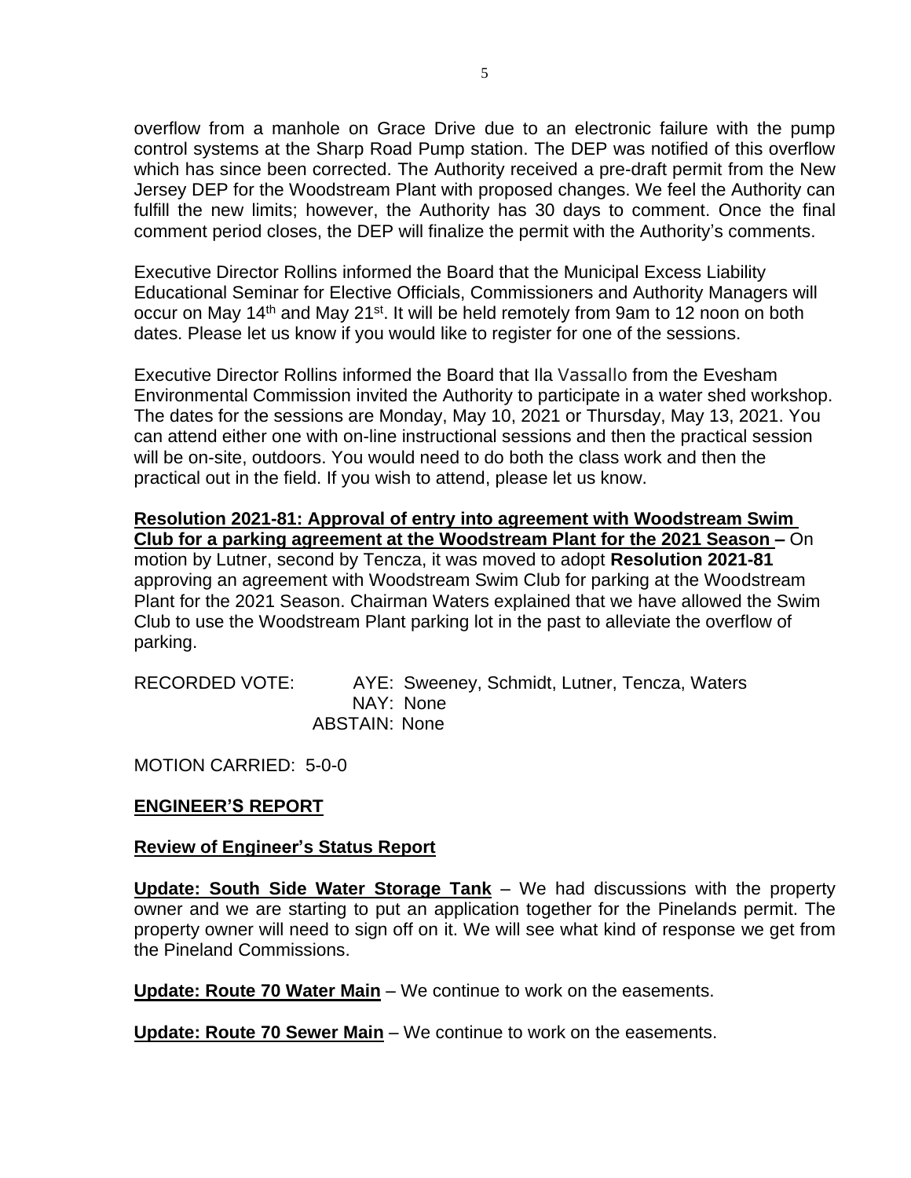overflow from a manhole on Grace Drive due to an electronic failure with the pump control systems at the Sharp Road Pump station. The DEP was notified of this overflow which has since been corrected. The Authority received a pre-draft permit from the New Jersey DEP for the Woodstream Plant with proposed changes. We feel the Authority can fulfill the new limits; however, the Authority has 30 days to comment. Once the final comment period closes, the DEP will finalize the permit with the Authority's comments.

Executive Director Rollins informed the Board that the Municipal Excess Liability Educational Seminar for Elective Officials, Commissioners and Authority Managers will occur on May 14th and May 21st. It will be held remotely from 9am to 12 noon on both dates. Please let us know if you would like to register for one of the sessions.

Executive Director Rollins informed the Board that Ila Vassallo from the Evesham Environmental Commission invited the Authority to participate in a water shed workshop. The dates for the sessions are Monday, May 10, 2021 or Thursday, May 13, 2021. You can attend either one with on-line instructional sessions and then the practical session will be on-site, outdoors. You would need to do both the class work and then the practical out in the field. If you wish to attend, please let us know.

**Resolution 2021-81: Approval of entry into agreement with Woodstream Swim Club for a parking agreement at the Woodstream Plant for the 2021 Season –** On motion by Lutner, second by Tencza, it was moved to adopt **Resolution 2021-81** approving an agreement with Woodstream Swim Club for parking at the Woodstream Plant for the 2021 Season. Chairman Waters explained that we have allowed the Swim Club to use the Woodstream Plant parking lot in the past to alleviate the overflow of parking.

RECORDED VOTE: AYE: Sweeney, Schmidt, Lutner, Tencza, Waters
NAY: None
ABSTAIN: None

MOTION CARRIED: 5-0-0

## ENGINEER'S REPORT

**Review of Engineer's Status Report**

**Update: South Side Water Storage Tank** – We had discussions with the property owner and we are starting to put an application together for the Pinelands permit. The property owner will need to sign off on it. We will see what kind of response we get from the Pineland Commissions.

**Update: Route 70 Water Main** – We continue to work on the easements.

**Update: Route 70 Sewer Main** – We continue to work on the easements.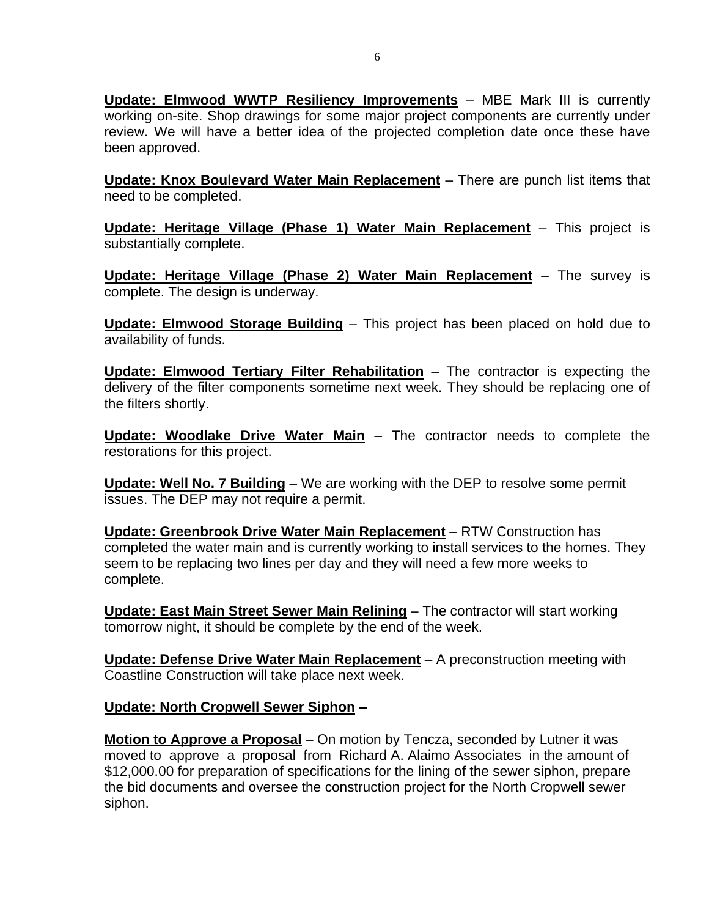**<u>Update: Elmwood WWTP Resiliency Improvements</u>** – MBE Mark III is currently working on-site. Shop drawings for some major project components are currently under review. We will have a better idea of the projected completion date once these have been approved.

**<u>Update: Knox Boulevard Water Main Replacement</u>** – There are punch list items that need to be completed.

**<u>Update: Heritage Village (Phase 1) Water Main Replacement</u>** – This project is substantially complete.

**<u>Update: Heritage Village (Phase 2) Water Main Replacement</u>** – The survey is complete. The design is underway.

**<u>Update: Elmwood Storage Building</u>** – This project has been placed on hold due to availability of funds.

**<u>Update: Elmwood Tertiary Filter Rehabilitation</u>** – The contractor is expecting the delivery of the filter components sometime next week. They should be replacing one of the filters shortly.

**<u>Update: Woodlake Drive Water Main</u>** – The contractor needs to complete the restorations for this project.

**<u>Update: Well No. 7 Building</u>** – We are working with the DEP to resolve some permit issues. The DEP may not require a permit.

**<u>Update: Greenbrook Drive Water Main Replacement</u>** – RTW Construction has completed the water main and is currently working to install services to the homes. They seem to be replacing two lines per day and they will need a few more weeks to complete.

**<u>Update: East Main Street Sewer Main Relining</u>** – The contractor will start working tomorrow night, it should be complete by the end of the week.

**<u>Update: Defense Drive Water Main Replacement</u>** – A preconstruction meeting with Coastline Construction will take place next week.

**<u>Update: North Cropwell Sewer Siphon</u> –**

**<u>Motion to Approve a Proposal</u>** – On motion by Tencza, seconded by Lutner it was moved to approve a proposal from Richard A. Alaimo Associates in the amount of $12,000.00 for preparation of specifications for the lining of the sewer siphon, prepare the bid documents and oversee the construction project for the North Cropwell sewer siphon.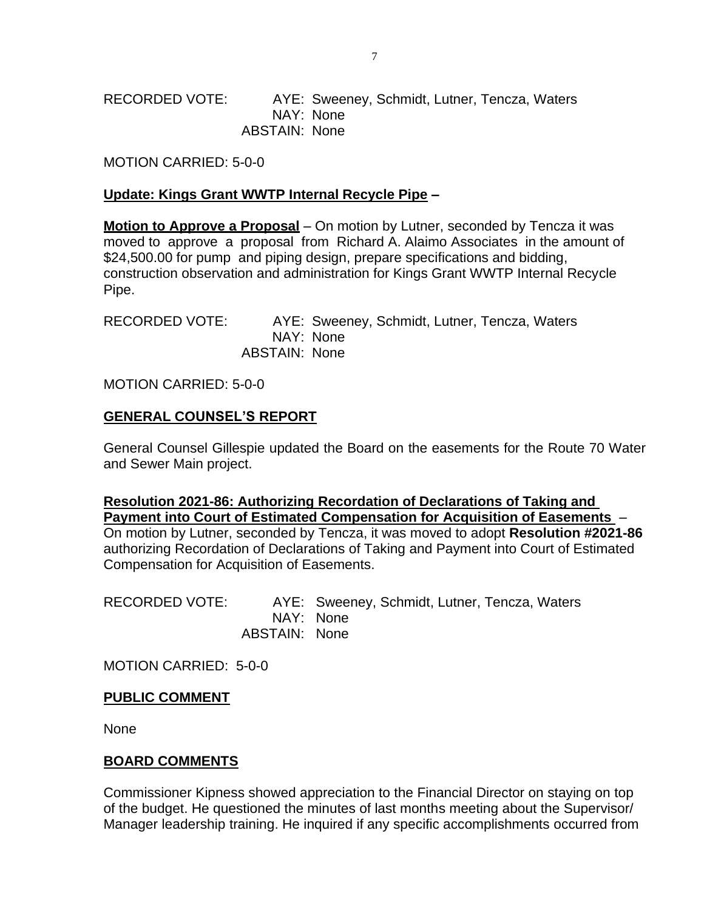RECORDED VOTE: AYE: Sweeney, Schmidt, Lutner, Tencza, Waters
NAY: None
ABSTAIN: None

MOTION CARRIED: 5-0-0

**Update: Kings Grant WWTP Internal Recycle Pipe –**

**Motion to Approve a Proposal** – On motion by Lutner, seconded by Tencza it was moved to approve a proposal from Richard A. Alaimo Associates in the amount of $24,500.00 for pump and piping design, prepare specifications and bidding, construction observation and administration for Kings Grant WWTP Internal Recycle Pipe.

RECORDED VOTE: AYE: Sweeney, Schmidt, Lutner, Tencza, Waters
NAY: None
ABSTAIN: None

MOTION CARRIED: 5-0-0

## GENERAL COUNSEL'S REPORT

General Counsel Gillespie updated the Board on the easements for the Route 70 Water and Sewer Main project.

**Resolution 2021-86: Authorizing Recordation of Declarations of Taking and Payment into Court of Estimated Compensation for Acquisition of Easements** – On motion by Lutner, seconded by Tencza, it was moved to adopt **Resolution #2021-86** authorizing Recordation of Declarations of Taking and Payment into Court of Estimated Compensation for Acquisition of Easements.

RECORDED VOTE: AYE: Sweeney, Schmidt, Lutner, Tencza, Waters
NAY: None
ABSTAIN: None

MOTION CARRIED: 5-0-0

## PUBLIC COMMENT

None

## BOARD COMMENTS

Commissioner Kipness showed appreciation to the Financial Director on staying on top of the budget. He questioned the minutes of last months meeting about the Supervisor/ Manager leadership training. He inquired if any specific accomplishments occurred from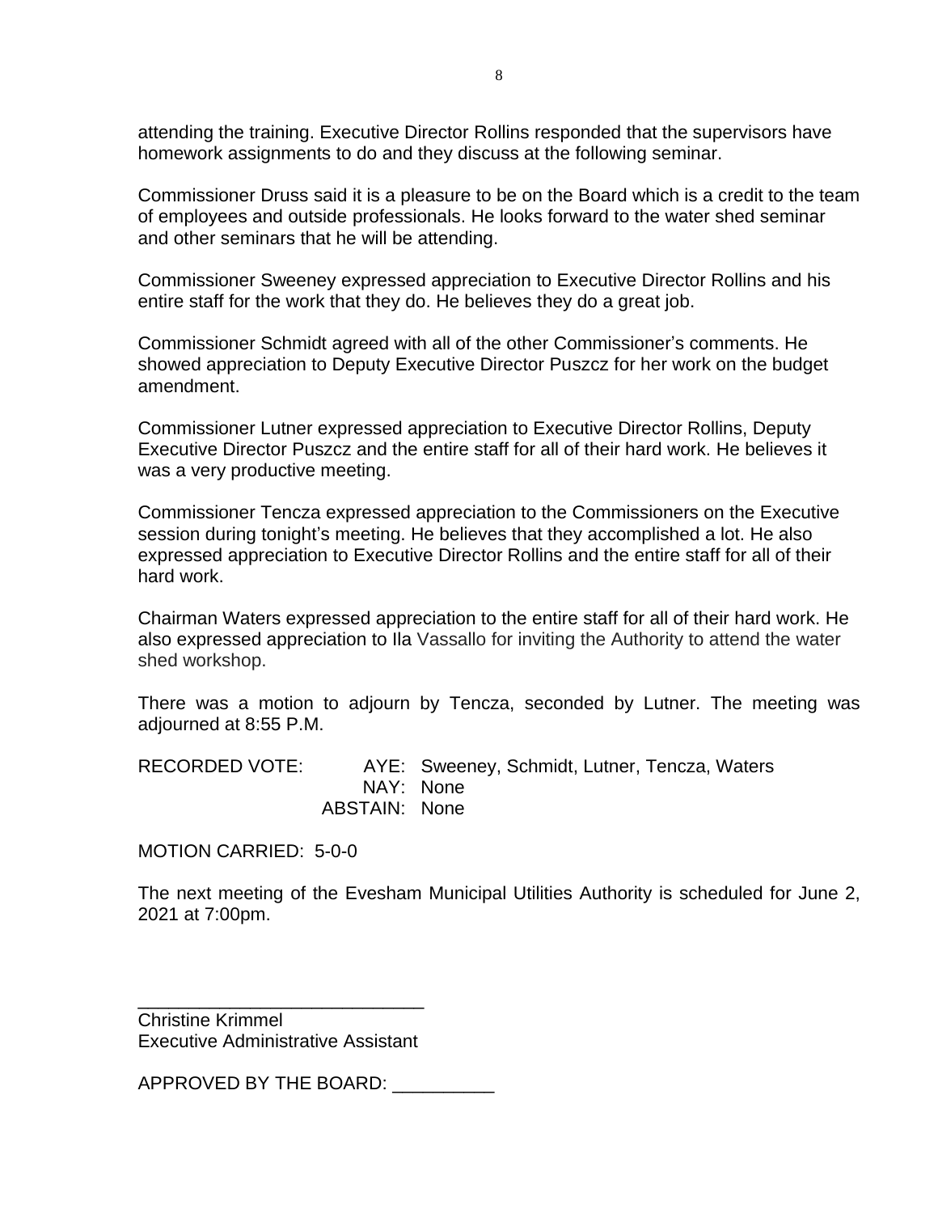attending the training. Executive Director Rollins responded that the supervisors have homework assignments to do and they discuss at the following seminar.

Commissioner Druss said it is a pleasure to be on the Board which is a credit to the team of employees and outside professionals. He looks forward to the water shed seminar and other seminars that he will be attending.

Commissioner Sweeney expressed appreciation to Executive Director Rollins and his entire staff for the work that they do. He believes they do a great job.

Commissioner Schmidt agreed with all of the other Commissioner's comments. He showed appreciation to Deputy Executive Director Puszcz for her work on the budget amendment.

Commissioner Lutner expressed appreciation to Executive Director Rollins, Deputy Executive Director Puszcz and the entire staff for all of their hard work. He believes it was a very productive meeting.

Commissioner Tencza expressed appreciation to the Commissioners on the Executive session during tonight's meeting. He believes that they accomplished a lot. He also expressed appreciation to Executive Director Rollins and the entire staff for all of their hard work.

Chairman Waters expressed appreciation to the entire staff for all of their hard work. He also expressed appreciation to Ila Vassallo for inviting the Authority to attend the water shed workshop.

There was a motion to adjourn by Tencza, seconded by Lutner. The meeting was adjourned at 8:55 P.M.

RECORDED VOTE: AYE: Sweeney, Schmidt, Lutner, Tencza, Waters
NAY: None
ABSTAIN: None

MOTION CARRIED: 5-0-0

The next meeting of the Evesham Municipal Utilities Authority is scheduled for June 2, 2021 at 7:00pm.

____________________________
Christine Krimmel
Executive Administrative Assistant

APPROVED BY THE BOARD: __________